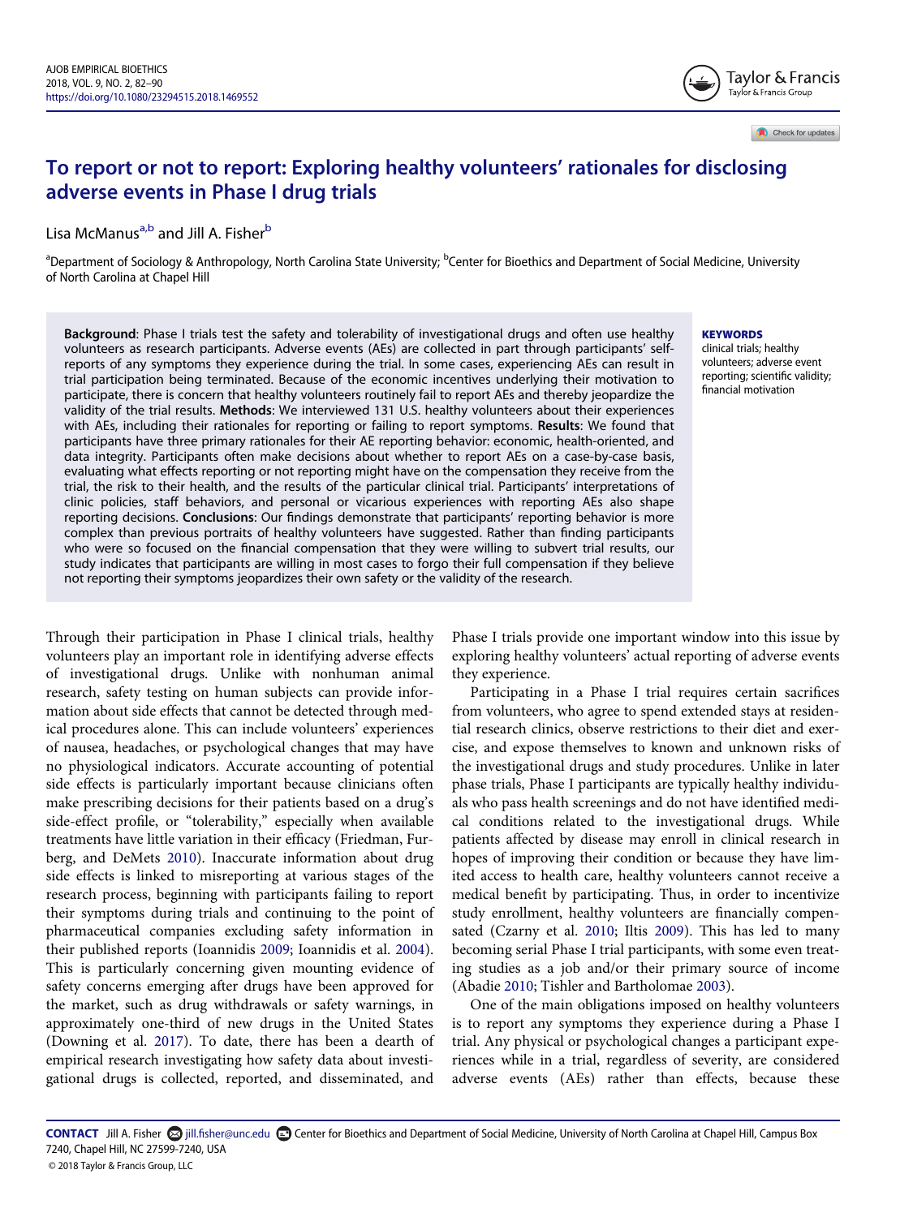# To report or not to report: Exploring healthy volunteers' rationales for disclosing adverse events in Phase I drug trials

Lisa McManus[a,b] and Jill A. Fisher[b]

[a]Department of Sociology & Anthropology, North Carolina State University; [b]Center for Bioethics and Department of Social Medicine, University of North Carolina at Chapel Hill

**Background**: Phase I trials test the safety and tolerability of investigational drugs and often use healthy volunteers as research participants. Adverse events (AEs) are collected in part through participants' self-reports of any symptoms they experience during the trial. In some cases, experiencing AEs can result in trial participation being terminated. Because of the economic incentives underlying their motivation to participate, there is concern that healthy volunteers routinely fail to report AEs and thereby jeopardize the validity of the trial results. **Methods**: We interviewed 131 U.S. healthy volunteers about their experiences with AEs, including their rationales for reporting or failing to report symptoms. **Results**: We found that participants have three primary rationales for their AE reporting behavior: economic, health-oriented, and data integrity. Participants often make decisions about whether to report AEs on a case-by-case basis, evaluating what effects reporting or not reporting might have on the compensation they receive from the trial, the risk to their health, and the results of the particular clinical trial. Participants' interpretations of clinic policies, staff behaviors, and personal or vicarious experiences with reporting AEs also shape reporting decisions. **Conclusions**: Our findings demonstrate that participants' reporting behavior is more complex than previous portraits of healthy volunteers have suggested. Rather than finding participants who were so focused on the financial compensation that they were willing to subvert trial results, our study indicates that participants are willing in most cases to forgo their full compensation if they believe not reporting their symptoms jeopardizes their own safety or the validity of the research.

**KEYWORDS**
clinical trials; healthy volunteers; adverse event reporting; scientific validity; financial motivation

Through their participation in Phase I clinical trials, healthy volunteers play an important role in identifying adverse effects of investigational drugs. Unlike with nonhuman animal research, safety testing on human subjects can provide information about side effects that cannot be detected through medical procedures alone. This can include volunteers' experiences of nausea, headaches, or psychological changes that may have no physiological indicators. Accurate accounting of potential side effects is particularly important because clinicians often make prescribing decisions for their patients based on a drug's side-effect profile, or "tolerability," especially when available treatments have little variation in their efficacy (Friedman, Furberg, and DeMets 2010). Inaccurate information about drug side effects is linked to misreporting at various stages of the research process, beginning with participants failing to report their symptoms during trials and continuing to the point of pharmaceutical companies excluding safety information in their published reports (Ioannidis 2009; Ioannidis et al. 2004). This is particularly concerning given mounting evidence of safety concerns emerging after drugs have been approved for the market, such as drug withdrawals or safety warnings, in approximately one-third of new drugs in the United States (Downing et al. 2017). To date, there has been a dearth of empirical research investigating how safety data about investigational drugs is collected, reported, and disseminated, and Phase I trials provide one important window into this issue by exploring healthy volunteers' actual reporting of adverse events they experience.

Participating in a Phase I trial requires certain sacrifices from volunteers, who agree to spend extended stays at residential research clinics, observe restrictions to their diet and exercise, and expose themselves to known and unknown risks of the investigational drugs and study procedures. Unlike in later phase trials, Phase I participants are typically healthy individuals who pass health screenings and do not have identified medical conditions related to the investigational drugs. While patients affected by disease may enroll in clinical research in hopes of improving their condition or because they have limited access to health care, healthy volunteers cannot receive a medical benefit by participating. Thus, in order to incentivize study enrollment, healthy volunteers are financially compensated (Czarny et al. 2010; Iltis 2009). This has led to many becoming serial Phase I trial participants, with some even treating studies as a job and/or their primary source of income (Abadie 2010; Tishler and Bartholomae 2003).

One of the main obligations imposed on healthy volunteers is to report any symptoms they experience during a Phase I trial. Any physical or psychological changes a participant experiences while in a trial, regardless of severity, are considered adverse events (AEs) rather than effects, because these

**CONTACT** Jill A. Fisher jill.fisher@unc.edu Center for Bioethics and Department of Social Medicine, University of North Carolina at Chapel Hill, Campus Box 7240, Chapel Hill, NC 27599-7240, USA
© 2018 Taylor & Francis Group, LLC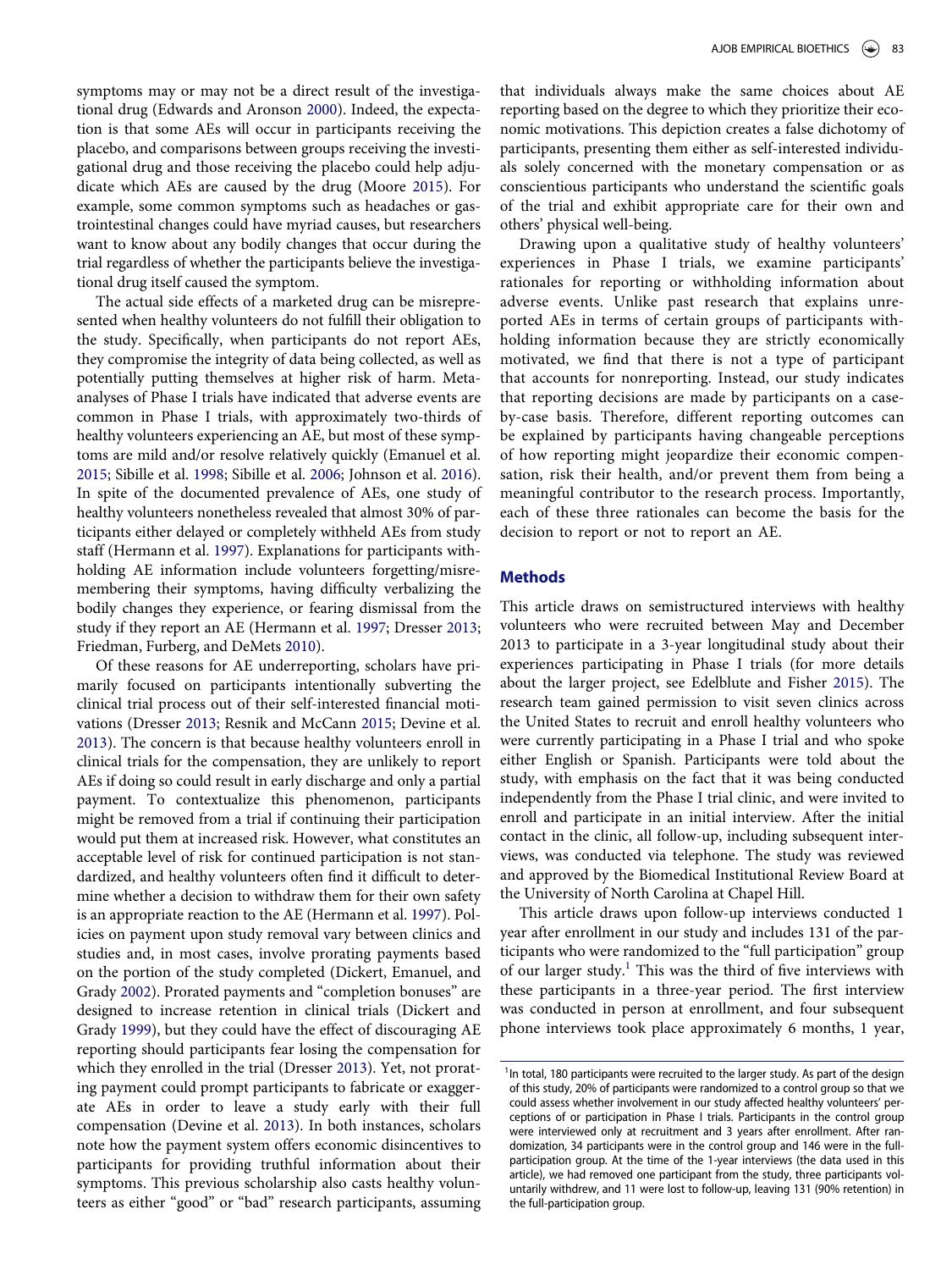symptoms may or may not be a direct result of the investigational drug (Edwards and Aronson 2000). Indeed, the expectation is that some AEs will occur in participants receiving the placebo, and comparisons between groups receiving the investigational drug and those receiving the placebo could help adjudicate which AEs are caused by the drug (Moore 2015). For example, some common symptoms such as headaches or gastrointestinal changes could have myriad causes, but researchers want to know about any bodily changes that occur during the trial regardless of whether the participants believe the investigational drug itself caused the symptom.

The actual side effects of a marketed drug can be misrepresented when healthy volunteers do not fulfill their obligation to the study. Specifically, when participants do not report AEs, they compromise the integrity of data being collected, as well as potentially putting themselves at higher risk of harm. Meta-analyses of Phase I trials have indicated that adverse events are common in Phase I trials, with approximately two-thirds of healthy volunteers experiencing an AE, but most of these symptoms are mild and/or resolve relatively quickly (Emanuel et al. 2015; Sibille et al. 1998; Sibille et al. 2006; Johnson et al. 2016). In spite of the documented prevalence of AEs, one study of healthy volunteers nonetheless revealed that almost 30% of participants either delayed or completely withheld AEs from study staff (Hermann et al. 1997). Explanations for participants withholding AE information include volunteers forgetting/misremembering their symptoms, having difficulty verbalizing the bodily changes they experience, or fearing dismissal from the study if they report an AE (Hermann et al. 1997; Dresser 2013; Friedman, Furberg, and DeMets 2010).

Of these reasons for AE underreporting, scholars have primarily focused on participants intentionally subverting the clinical trial process out of their self-interested financial motivations (Dresser 2013; Resnik and McCann 2015; Devine et al. 2013). The concern is that because healthy volunteers enroll in clinical trials for the compensation, they are unlikely to report AEs if doing so could result in early discharge and only a partial payment. To contextualize this phenomenon, participants might be removed from a trial if continuing their participation would put them at increased risk. However, what constitutes an acceptable level of risk for continued participation is not standardized, and healthy volunteers often find it difficult to determine whether a decision to withdraw them for their own safety is an appropriate reaction to the AE (Hermann et al. 1997). Policies on payment upon study removal vary between clinics and studies and, in most cases, involve prorating payments based on the portion of the study completed (Dickert, Emanuel, and Grady 2002). Prorated payments and "completion bonuses" are designed to increase retention in clinical trials (Dickert and Grady 1999), but they could have the effect of discouraging AE reporting should participants fear losing the compensation for which they enrolled in the trial (Dresser 2013). Yet, not prorating payment could prompt participants to fabricate or exaggerate AEs in order to leave a study early with their full compensation (Devine et al. 2013). In both instances, scholars note how the payment system offers economic disincentives to participants for providing truthful information about their symptoms. This previous scholarship also casts healthy volunteers as either "good" or "bad" research participants, assuming that individuals always make the same choices about AE reporting based on the degree to which they prioritize their economic motivations. This depiction creates a false dichotomy of participants, presenting them either as self-interested individuals solely concerned with the monetary compensation or as conscientious participants who understand the scientific goals of the trial and exhibit appropriate care for their own and others' physical well-being.

Drawing upon a qualitative study of healthy volunteers' experiences in Phase I trials, we examine participants' rationales for reporting or withholding information about adverse events. Unlike past research that explains unreported AEs in terms of certain groups of participants withholding information because they are strictly economically motivated, we find that there is not a type of participant that accounts for nonreporting. Instead, our study indicates that reporting decisions are made by participants on a case-by-case basis. Therefore, different reporting outcomes can be explained by participants having changeable perceptions of how reporting might jeopardize their economic compensation, risk their health, and/or prevent them from being a meaningful contributor to the research process. Importantly, each of these three rationales can become the basis for the decision to report or not to report an AE.

## Methods

This article draws on semistructured interviews with healthy volunteers who were recruited between May and December 2013 to participate in a 3-year longitudinal study about their experiences participating in Phase I trials (for more details about the larger project, see Edelblute and Fisher 2015). The research team gained permission to visit seven clinics across the United States to recruit and enroll healthy volunteers who were currently participating in a Phase I trial and who spoke either English or Spanish. Participants were told about the study, with emphasis on the fact that it was being conducted independently from the Phase I trial clinic, and were invited to enroll and participate in an initial interview. After the initial contact in the clinic, all follow-up, including subsequent interviews, was conducted via telephone. The study was reviewed and approved by the Biomedical Institutional Review Board at the University of North Carolina at Chapel Hill.

This article draws upon follow-up interviews conducted 1 year after enrollment in our study and includes 131 of the participants who were randomized to the "full participation" group of our larger study.[1] This was the third of five interviews with these participants in a three-year period. The first interview was conducted in person at enrollment, and four subsequent phone interviews took place approximately 6 months, 1 year,

[1] In total, 180 participants were recruited to the larger study. As part of the design of this study, 20% of participants were randomized to a control group so that we could assess whether involvement in our study affected healthy volunteers' perceptions of or participation in Phase I trials. Participants in the control group were interviewed only at recruitment and 3 years after enrollment. After randomization, 34 participants were in the control group and 146 were in the full-participation group. At the time of the 1-year interviews (the data used in this article), we had removed one participant from the study, three participants voluntarily withdrew, and 11 were lost to follow-up, leaving 131 (90% retention) in the full-participation group.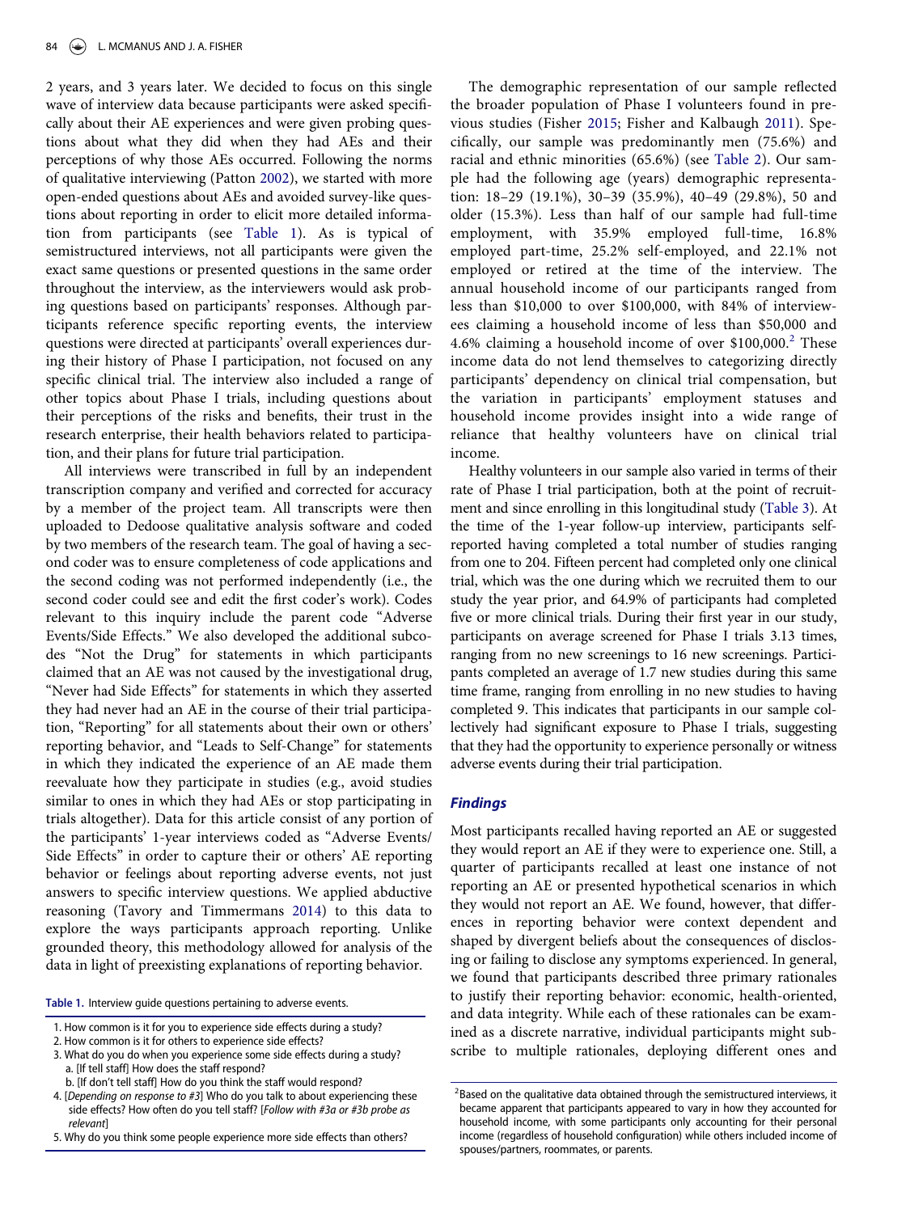2 years, and 3 years later. We decided to focus on this single wave of interview data because participants were asked specifically about their AE experiences and were given probing questions about what they did when they had AEs and their perceptions of why those AEs occurred. Following the norms of qualitative interviewing (Patton 2002), we started with more open-ended questions about AEs and avoided survey-like questions about reporting in order to elicit more detailed information from participants (see Table 1). As is typical of semistructured interviews, not all participants were given the exact same questions or presented questions in the same order throughout the interview, as the interviewers would ask probing questions based on participants' responses. Although participants reference specific reporting events, the interview questions were directed at participants' overall experiences during their history of Phase I participation, not focused on any specific clinical trial. The interview also included a range of other topics about Phase I trials, including questions about their perceptions of the risks and benefits, their trust in the research enterprise, their health behaviors related to participation, and their plans for future trial participation.

All interviews were transcribed in full by an independent transcription company and verified and corrected for accuracy by a member of the project team. All transcripts were then uploaded to Dedoose qualitative analysis software and coded by two members of the research team. The goal of having a second coder was to ensure completeness of code applications and the second coding was not performed independently (i.e., the second coder could see and edit the first coder's work). Codes relevant to this inquiry include the parent code "Adverse Events/Side Effects." We also developed the additional subcodes "Not the Drug" for statements in which participants claimed that an AE was not caused by the investigational drug, "Never had Side Effects" for statements in which they asserted they had never had an AE in the course of their trial participation, "Reporting" for all statements about their own or others' reporting behavior, and "Leads to Self-Change" for statements in which they indicated the experience of an AE made them reevaluate how they participate in studies (e.g., avoid studies similar to ones in which they had AEs or stop participating in trials altogether). Data for this article consist of any portion of the participants' 1-year interviews coded as "Adverse Events/Side Effects" in order to capture their or others' AE reporting behavior or feelings about reporting adverse events, not just answers to specific interview questions. We applied abductive reasoning (Tavory and Timmermans 2014) to this data to explore the ways participants approach reporting. Unlike grounded theory, this methodology allowed for analysis of the data in light of preexisting explanations of reporting behavior.

**Table 1.** Interview guide questions pertaining to adverse events.

1. How common is it for you to experience side effects during a study?
2. How common is it for others to experience side effects?
3. What do you do when you experience some side effects during a study?
   a. [If tell staff] How does the staff respond?
   b. [If don't tell staff] How do you think the staff would respond?
4. [*Depending on response to #3*] Who do you talk to about experiencing these side effects? How often do you tell staff? [*Follow with #3a or #3b probe as relevant*]
5. Why do you think some people experience more side effects than others?

The demographic representation of our sample reflected the broader population of Phase I volunteers found in previous studies (Fisher 2015; Fisher and Kalbaugh 2011). Specifically, our sample was predominantly men (75.6%) and racial and ethnic minorities (65.6%) (see Table 2). Our sample had the following age (years) demographic representation: 18–29 (19.1%), 30–39 (35.9%), 40–49 (29.8%), 50 and older (15.3%). Less than half of our sample had full-time employment, with 35.9% employed full-time, 16.8% employed part-time, 25.2% self-employed, and 22.1% not employed or retired at the time of the interview. The annual household income of our participants ranged from less than $10,000 to over $100,000, with 84% of interviewees claiming a household income of less than $50,000 and 4.6% claiming a household income of over $100,000.[2] These income data do not lend themselves to categorizing directly participants' dependency on clinical trial compensation, but the variation in participants' employment statuses and household income provides insight into a wide range of reliance that healthy volunteers have on clinical trial income.

Healthy volunteers in our sample also varied in terms of their rate of Phase I trial participation, both at the point of recruitment and since enrolling in this longitudinal study (Table 3). At the time of the 1-year follow-up interview, participants self-reported having completed a total number of studies ranging from one to 204. Fifteen percent had completed only one clinical trial, which was the one during which we recruited them to our study the year prior, and 64.9% of participants had completed five or more clinical trials. During their first year in our study, participants on average screened for Phase I trials 3.13 times, ranging from no new screenings to 16 new screenings. Participants completed an average of 1.7 new studies during this same time frame, ranging from enrolling in no new studies to having completed 9. This indicates that participants in our sample collectively had significant exposure to Phase I trials, suggesting that they had the opportunity to experience personally or witness adverse events during their trial participation.

### *Findings*

Most participants recalled having reported an AE or suggested they would report an AE if they were to experience one. Still, a quarter of participants recalled at least one instance of not reporting an AE or presented hypothetical scenarios in which they would not report an AE. We found, however, that differences in reporting behavior were context dependent and shaped by divergent beliefs about the consequences of disclosing or failing to disclose any symptoms experienced. In general, we found that participants described three primary rationales to justify their reporting behavior: economic, health-oriented, and data integrity. While each of these rationales can be examined as a discrete narrative, individual participants might subscribe to multiple rationales, deploying different ones and

[2] Based on the qualitative data obtained through the semistructured interviews, it became apparent that participants appeared to vary in how they accounted for household income, with some participants only accounting for their personal income (regardless of household configuration) while others included income of spouses/partners, roommates, or parents.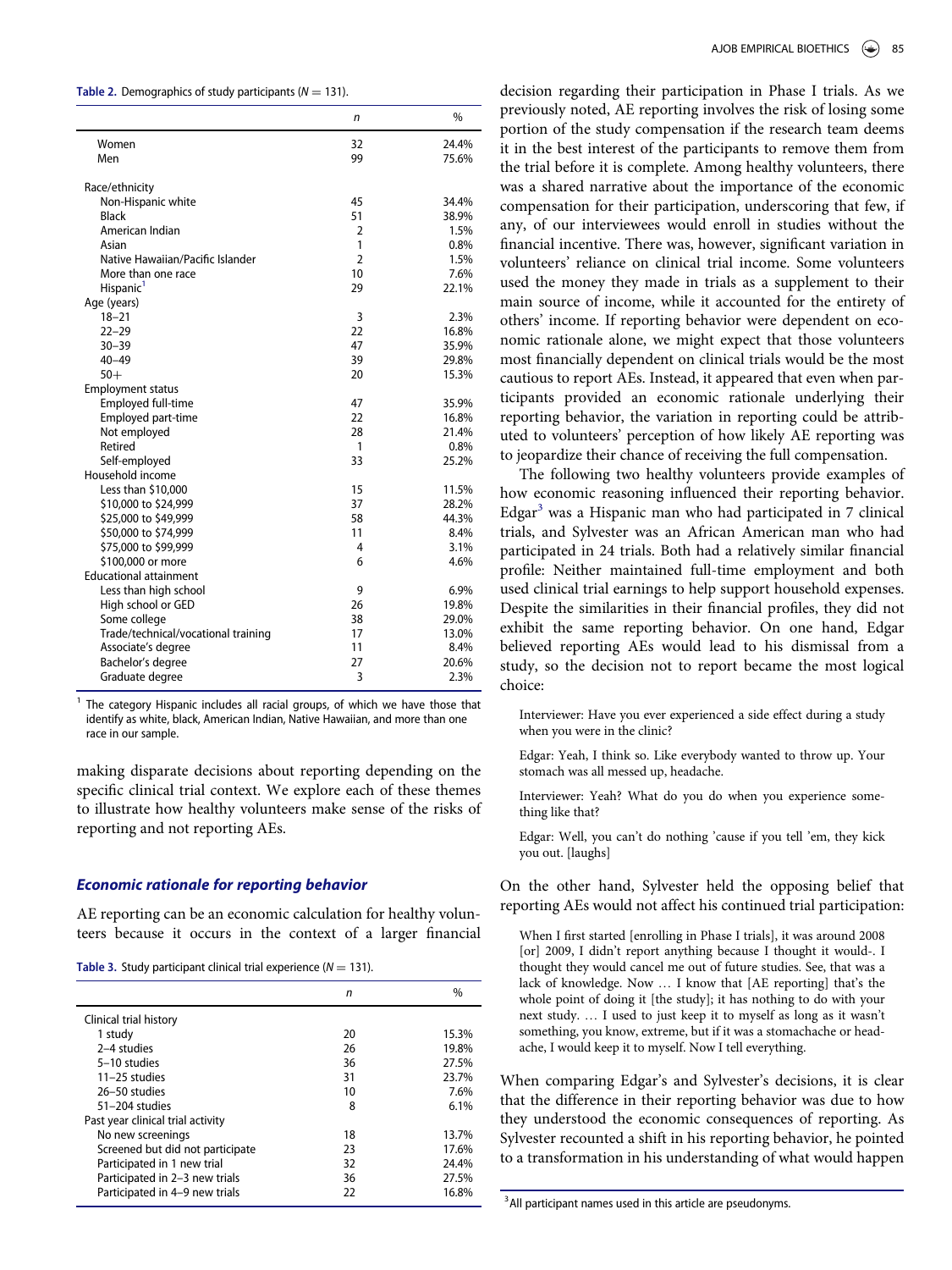Table 2. Demographics of study participants ($N = 131$).

| | n | % |
|---|---|---|
| Women | 32 | 24.4% |
| Men | 99 | 75.6% |
| Race/ethnicity | | |
| Non-Hispanic white | 45 | 34.4% |
| Black | 51 | 38.9% |
| American Indian | 2 | 1.5% |
| Asian | 1 | 0.8% |
| Native Hawaiian/Pacific Islander | 2 | 1.5% |
| More than one race | 10 | 7.6% |
| Hispanic[1] | 29 | 22.1% |
| Age (years) | | |
| 18–21 | 3 | 2.3% |
| 22–29 | 22 | 16.8% |
| 30–39 | 47 | 35.9% |
| 40–49 | 39 | 29.8% |
| 50+ | 20 | 15.3% |
| Employment status | | |
| Employed full-time | 47 | 35.9% |
| Employed part-time | 22 | 16.8% |
| Not employed | 28 | 21.4% |
| Retired | 1 | 0.8% |
| Self-employed | 33 | 25.2% |
| Household income | | |
| Less than $10,000 | 15 | 11.5% |
| $10,000 to $24,999 | 37 | 28.2% |
| $25,000 to $49,999 | 58 | 44.3% |
| $50,000 to $74,999 | 11 | 8.4% |
| $75,000 to $99,999 | 4 | 3.1% |
| $100,000 or more | 6 | 4.6% |
| Educational attainment | | |
| Less than high school | 9 | 6.9% |
| High school or GED | 26 | 19.8% |
| Some college | 38 | 29.0% |
| Trade/technical/vocational training | 17 | 13.0% |
| Associate's degree | 11 | 8.4% |
| Bachelor's degree | 27 | 20.6% |
| Graduate degree | 3 | 2.3% |

[1] The category Hispanic includes all racial groups, of which we have those that identify as white, black, American Indian, Native Hawaiian, and more than one race in our sample.

making disparate decisions about reporting depending on the specific clinical trial context. We explore each of these themes to illustrate how healthy volunteers make sense of the risks of reporting and not reporting AEs.

### *Economic rationale for reporting behavior*

AE reporting can be an economic calculation for healthy volunteers because it occurs in the context of a larger financial decision regarding their participation in Phase I trials. As we previously noted, AE reporting involves the risk of losing some portion of the study compensation if the research team deems it in the best interest of the participants to remove them from the trial before it is complete. Among healthy volunteers, there was a shared narrative about the importance of the economic compensation for their participation, underscoring that few, if any, of our interviewees would enroll in studies without the financial incentive. There was, however, significant variation in volunteers' reliance on clinical trial income. Some volunteers used the money they made in trials as a supplement to their main source of income, while it accounted for the entirety of others' income. If reporting behavior were dependent on economic rationale alone, we might expect that those volunteers most financially dependent on clinical trials would be the most cautious to report AEs. Instead, it appeared that even when participants provided an economic rationale underlying their reporting behavior, the variation in reporting could be attributed to volunteers' perception of how likely AE reporting was to jeopardize their chance of receiving the full compensation.

The following two healthy volunteers provide examples of how economic reasoning influenced their reporting behavior. Edgar[3] was a Hispanic man who had participated in 7 clinical trials, and Sylvester was an African American man who had participated in 24 trials. Both had a relatively similar financial profile: Neither maintained full-time employment and both used clinical trial earnings to help support household expenses. Despite the similarities in their financial profiles, they did not exhibit the same reporting behavior. On one hand, Edgar believed reporting AEs would lead to his dismissal from a study, so the decision not to report became the most logical choice:

> Interviewer: Have you ever experienced a side effect during a study when you were in the clinic?
>
> Edgar: Yeah, I think so. Like everybody wanted to throw up. Your stomach was all messed up, headache.
>
> Interviewer: Yeah? What do you do when you experience something like that?
>
> Edgar: Well, you can't do nothing 'cause if you tell 'em, they kick you out. [laughs]

On the other hand, Sylvester held the opposing belief that reporting AEs would not affect his continued trial participation:

> When I first started [enrolling in Phase I trials], it was around 2008 [or] 2009, I didn't report anything because I thought it would-. I thought they would cancel me out of future studies. See, that was a lack of knowledge. Now … I know that [AE reporting] that's the whole point of doing it [the study]; it has nothing to do with your next study. … I used to just keep it to myself as long as it wasn't something, you know, extreme, but if it was a stomachache or headache, I would keep it to myself. Now I tell everything.

When comparing Edgar's and Sylvester's decisions, it is clear that the difference in their reporting behavior was due to how they understood the economic consequences of reporting. As Sylvester recounted a shift in his reporting behavior, he pointed to a transformation in his understanding of what would happen

Table 3. Study participant clinical trial experience ($N = 131$).

| | n | % |
|---|---|---|
| Clinical trial history | | |
| 1 study | 20 | 15.3% |
| 2–4 studies | 26 | 19.8% |
| 5–10 studies | 36 | 27.5% |
| 11–25 studies | 31 | 23.7% |
| 26–50 studies | 10 | 7.6% |
| 51–204 studies | 8 | 6.1% |
| Past year clinical trial activity | | |
| No new screenings | 18 | 13.7% |
| Screened but did not participate | 23 | 17.6% |
| Participated in 1 new trial | 32 | 24.4% |
| Participated in 2–3 new trials | 36 | 27.5% |
| Participated in 4–9 new trials | 22 | 16.8% |

[3] All participant names used in this article are pseudonyms.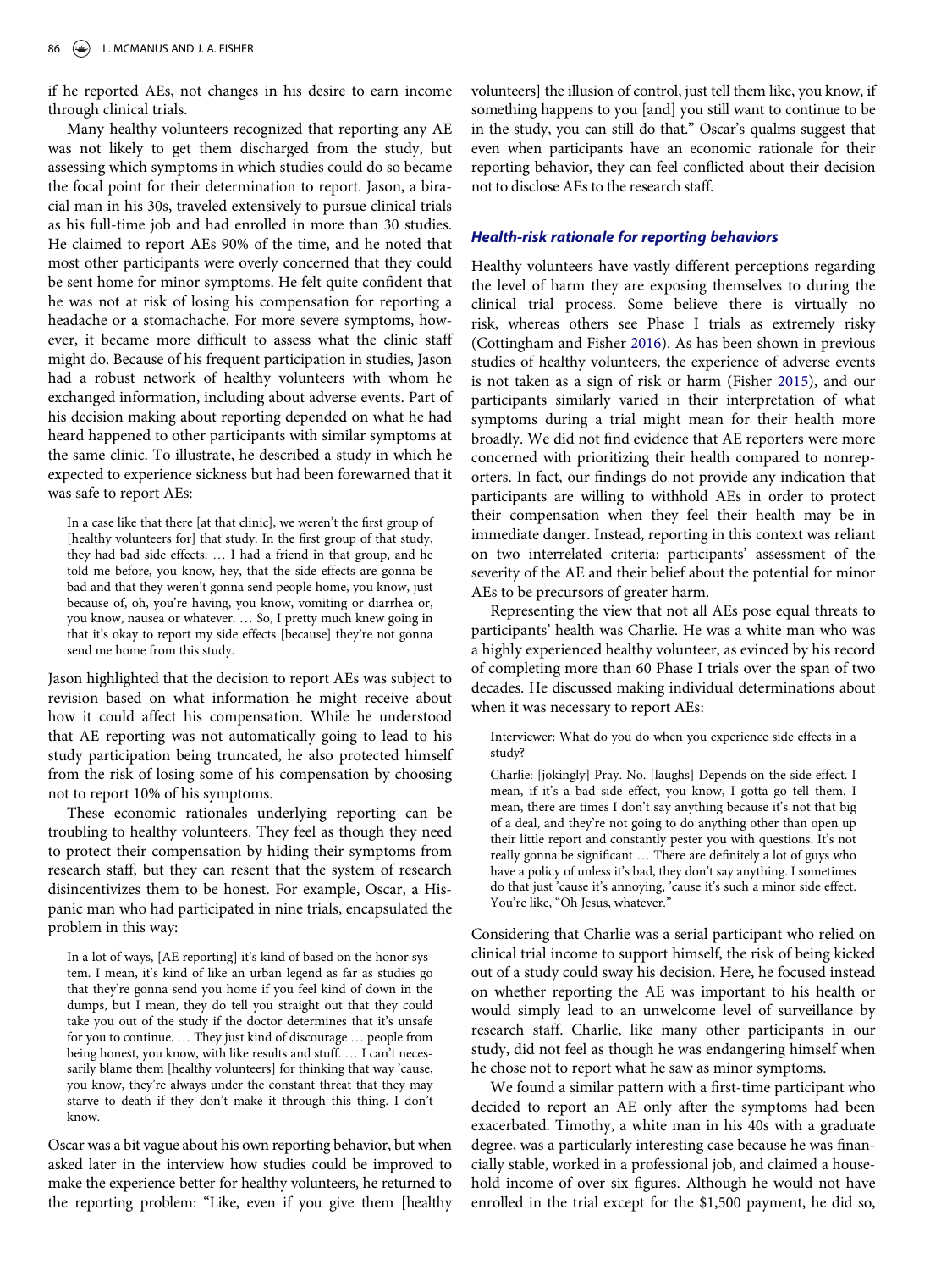if he reported AEs, not changes in his desire to earn income through clinical trials.

Many healthy volunteers recognized that reporting any AE was not likely to get them discharged from the study, but assessing which symptoms in which studies could do so became the focal point for their determination to report. Jason, a biracial man in his 30s, traveled extensively to pursue clinical trials as his full-time job and had enrolled in more than 30 studies. He claimed to report AEs 90% of the time, and he noted that most other participants were overly concerned that they could be sent home for minor symptoms. He felt quite confident that he was not at risk of losing his compensation for reporting a headache or a stomachache. For more severe symptoms, however, it became more difficult to assess what the clinic staff might do. Because of his frequent participation in studies, Jason had a robust network of healthy volunteers with whom he exchanged information, including about adverse events. Part of his decision making about reporting depended on what he had heard happened to other participants with similar symptoms at the same clinic. To illustrate, he described a study in which he expected to experience sickness but had been forewarned that it was safe to report AEs:

> In a case like that there [at that clinic], we weren't the first group of [healthy volunteers for] that study. In the first group of that study, they had bad side effects. … I had a friend in that group, and he told me before, you know, hey, that the side effects are gonna be bad and that they weren't gonna send people home, you know, just because of, oh, you're having, you know, vomiting or diarrhea or, you know, nausea or whatever. … So, I pretty much knew going in that it's okay to report my side effects [because] they're not gonna send me home from this study.

Jason highlighted that the decision to report AEs was subject to revision based on what information he might receive about how it could affect his compensation. While he understood that AE reporting was not automatically going to lead to his study participation being truncated, he also protected himself from the risk of losing some of his compensation by choosing not to report 10% of his symptoms.

These economic rationales underlying reporting can be troubling to healthy volunteers. They feel as though they need to protect their compensation by hiding their symptoms from research staff, but they can resent that the system of research disincentivizes them to be honest. For example, Oscar, a Hispanic man who had participated in nine trials, encapsulated the problem in this way:

> In a lot of ways, [AE reporting] it's kind of based on the honor system. I mean, it's kind of like an urban legend as far as studies go that they're gonna send you home if you feel kind of down in the dumps, but I mean, they do tell you straight out that they could take you out of the study if the doctor determines that it's unsafe for you to continue. … They just kind of discourage … people from being honest, you know, with like results and stuff. … I can't necessarily blame them [healthy volunteers] for thinking that way 'cause, you know, they're always under the constant threat that they may starve to death if they don't make it through this thing. I don't know.

Oscar was a bit vague about his own reporting behavior, but when asked later in the interview how studies could be improved to make the experience better for healthy volunteers, he returned to the reporting problem: "Like, even if you give them [healthy volunteers] the illusion of control, just tell them like, you know, if something happens to you [and] you still want to continue to be in the study, you can still do that." Oscar's qualms suggest that even when participants have an economic rationale for their reporting behavior, they can feel conflicted about their decision not to disclose AEs to the research staff.

### *Health-risk rationale for reporting behaviors*

Healthy volunteers have vastly different perceptions regarding the level of harm they are exposing themselves to during the clinical trial process. Some believe there is virtually no risk, whereas others see Phase I trials as extremely risky (Cottingham and Fisher 2016). As has been shown in previous studies of healthy volunteers, the experience of adverse events is not taken as a sign of risk or harm (Fisher 2015), and our participants similarly varied in their interpretation of what symptoms during a trial might mean for their health more broadly. We did not find evidence that AE reporters were more concerned with prioritizing their health compared to nonreporters. In fact, our findings do not provide any indication that participants are willing to withhold AEs in order to protect their compensation when they feel their health may be in immediate danger. Instead, reporting in this context was reliant on two interrelated criteria: participants' assessment of the severity of the AE and their belief about the potential for minor AEs to be precursors of greater harm.

Representing the view that not all AEs pose equal threats to participants' health was Charlie. He was a white man who was a highly experienced healthy volunteer, as evinced by his record of completing more than 60 Phase I trials over the span of two decades. He discussed making individual determinations about when it was necessary to report AEs:

> Interviewer: What do you do when you experience side effects in a study?
>
> Charlie: [jokingly] Pray. No. [laughs] Depends on the side effect. I mean, if it's a bad side effect, you know, I gotta go tell them. I mean, there are times I don't say anything because it's not that big of a deal, and they're not going to do anything other than open up their little report and constantly pester you with questions. It's not really gonna be significant … There are definitely a lot of guys who have a policy of unless it's bad, they don't say anything. I sometimes do that just 'cause it's annoying, 'cause it's such a minor side effect. You're like, "Oh Jesus, whatever."

Considering that Charlie was a serial participant who relied on clinical trial income to support himself, the risk of being kicked out of a study could sway his decision. Here, he focused instead on whether reporting the AE was important to his health or would simply lead to an unwelcome level of surveillance by research staff. Charlie, like many other participants in our study, did not feel as though he was endangering himself when he chose not to report what he saw as minor symptoms.

We found a similar pattern with a first-time participant who decided to report an AE only after the symptoms had been exacerbated. Timothy, a white man in his 40s with a graduate degree, was a particularly interesting case because he was financially stable, worked in a professional job, and claimed a household income of over six figures. Although he would not have enrolled in the trial except for the $1,500 payment, he did so,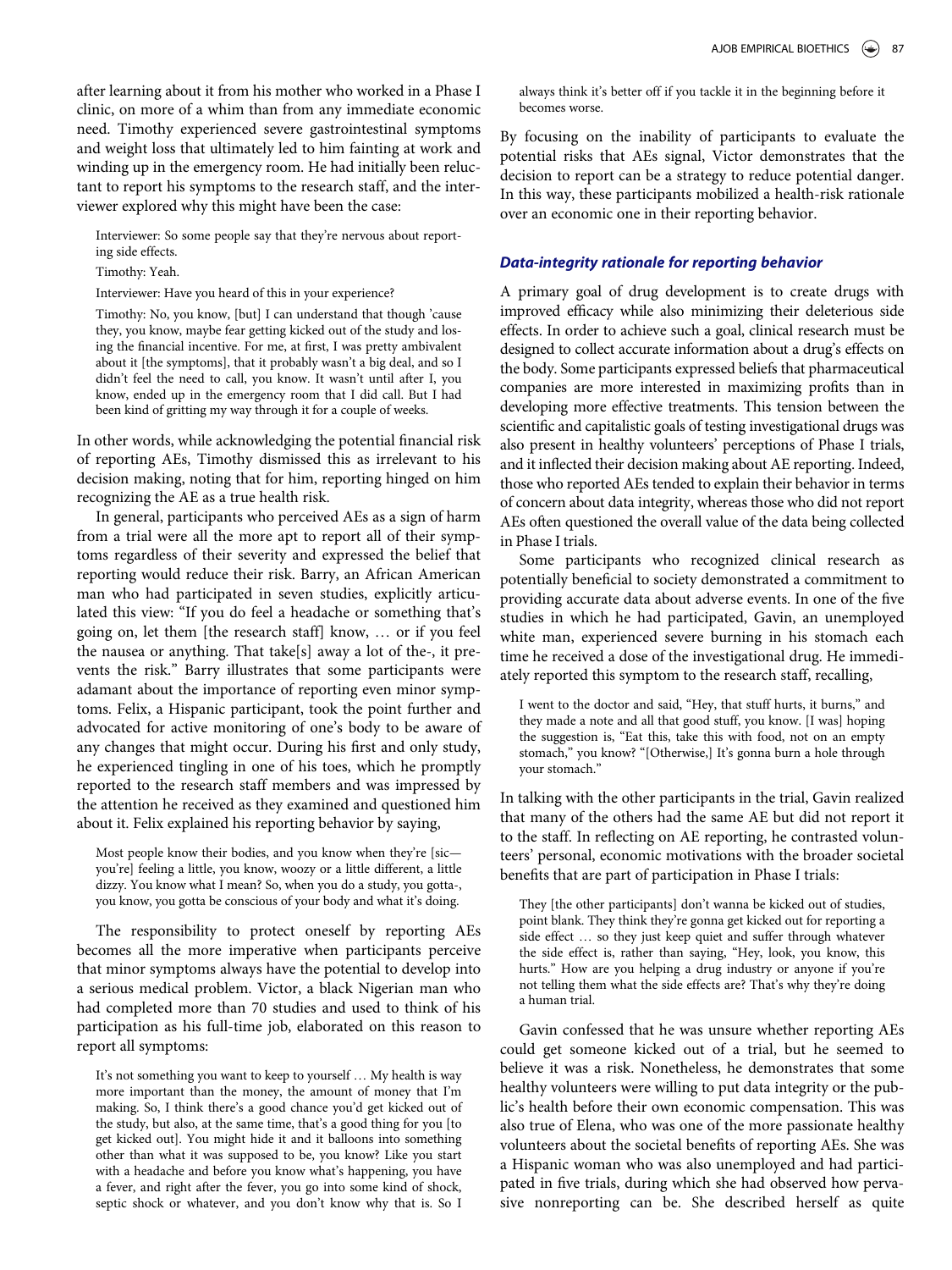after learning about it from his mother who worked in a Phase I clinic, on more of a whim than from any immediate economic need. Timothy experienced severe gastrointestinal symptoms and weight loss that ultimately led to him fainting at work and winding up in the emergency room. He had initially been reluctant to report his symptoms to the research staff, and the interviewer explored why this might have been the case:

> Interviewer: So some people say that they're nervous about reporting side effects.
>
> Timothy: Yeah.
>
> Interviewer: Have you heard of this in your experience?
>
> Timothy: No, you know, [but] I can understand that though 'cause they, you know, maybe fear getting kicked out of the study and losing the financial incentive. For me, at first, I was pretty ambivalent about it [the symptoms], that it probably wasn't a big deal, and so I didn't feel the need to call, you know. It wasn't until after I, you know, ended up in the emergency room that I did call. But I had been kind of gritting my way through it for a couple of weeks.

In other words, while acknowledging the potential financial risk of reporting AEs, Timothy dismissed this as irrelevant to his decision making, noting that for him, reporting hinged on him recognizing the AE as a true health risk.

In general, participants who perceived AEs as a sign of harm from a trial were all the more apt to report all of their symptoms regardless of their severity and expressed the belief that reporting would reduce their risk. Barry, an African American man who had participated in seven studies, explicitly articulated this view: "If you do feel a headache or something that's going on, let them [the research staff] know, … or if you feel the nausea or anything. That take[s] away a lot of the-, it prevents the risk." Barry illustrates that some participants were adamant about the importance of reporting even minor symptoms. Felix, a Hispanic participant, took the point further and advocated for active monitoring of one's body to be aware of any changes that might occur. During his first and only study, he experienced tingling in one of his toes, which he promptly reported to the research staff members and was impressed by the attention he received as they examined and questioned him about it. Felix explained his reporting behavior by saying,

> Most people know their bodies, and you know when they're [sic—you're] feeling a little, you know, woozy or a little different, a little dizzy. You know what I mean? So, when you do a study, you gotta-, you know, you gotta be conscious of your body and what it's doing.

The responsibility to protect oneself by reporting AEs becomes all the more imperative when participants perceive that minor symptoms always have the potential to develop into a serious medical problem. Victor, a black Nigerian man who had completed more than 70 studies and used to think of his participation as his full-time job, elaborated on this reason to report all symptoms:

> It's not something you want to keep to yourself … My health is way more important than the money, the amount of money that I'm making. So, I think there's a good chance you'd get kicked out of the study, but also, at the same time, that's a good thing for you [to get kicked out]. You might hide it and it balloons into something other than what it was supposed to be, you know? Like you start with a headache and before you know what's happening, you have a fever, and right after the fever, you go into some kind of shock, septic shock or whatever, and you don't know why that is. So I always think it's better off if you tackle it in the beginning before it becomes worse.

By focusing on the inability of participants to evaluate the potential risks that AEs signal, Victor demonstrates that the decision to report can be a strategy to reduce potential danger. In this way, these participants mobilized a health-risk rationale over an economic one in their reporting behavior.

### *Data-integrity rationale for reporting behavior*

A primary goal of drug development is to create drugs with improved efficacy while also minimizing their deleterious side effects. In order to achieve such a goal, clinical research must be designed to collect accurate information about a drug's effects on the body. Some participants expressed beliefs that pharmaceutical companies are more interested in maximizing profits than in developing more effective treatments. This tension between the scientific and capitalistic goals of testing investigational drugs was also present in healthy volunteers' perceptions of Phase I trials, and it inflected their decision making about AE reporting. Indeed, those who reported AEs tended to explain their behavior in terms of concern about data integrity, whereas those who did not report AEs often questioned the overall value of the data being collected in Phase I trials.

Some participants who recognized clinical research as potentially beneficial to society demonstrated a commitment to providing accurate data about adverse events. In one of the five studies in which he had participated, Gavin, an unemployed white man, experienced severe burning in his stomach each time he received a dose of the investigational drug. He immediately reported this symptom to the research staff, recalling,

> I went to the doctor and said, "Hey, that stuff hurts, it burns," and they made a note and all that good stuff, you know. [I was] hoping the suggestion is, "Eat this, take this with food, not on an empty stomach," you know? "[Otherwise,] It's gonna burn a hole through your stomach."

In talking with the other participants in the trial, Gavin realized that many of the others had the same AE but did not report it to the staff. In reflecting on AE reporting, he contrasted volunteers' personal, economic motivations with the broader societal benefits that are part of participation in Phase I trials:

> They [the other participants] don't wanna be kicked out of studies, point blank. They think they're gonna get kicked out for reporting a side effect … so they just keep quiet and suffer through whatever the side effect is, rather than saying, "Hey, look, you know, this hurts." How are you helping a drug industry or anyone if you're not telling them what the side effects are? That's why they're doing a human trial.

Gavin confessed that he was unsure whether reporting AEs could get someone kicked out of a trial, but he seemed to believe it was a risk. Nonetheless, he demonstrates that some healthy volunteers were willing to put data integrity or the public's health before their own economic compensation. This was also true of Elena, who was one of the more passionate healthy volunteers about the societal benefits of reporting AEs. She was a Hispanic woman who was also unemployed and had participated in five trials, during which she had observed how pervasive nonreporting can be. She described herself as quite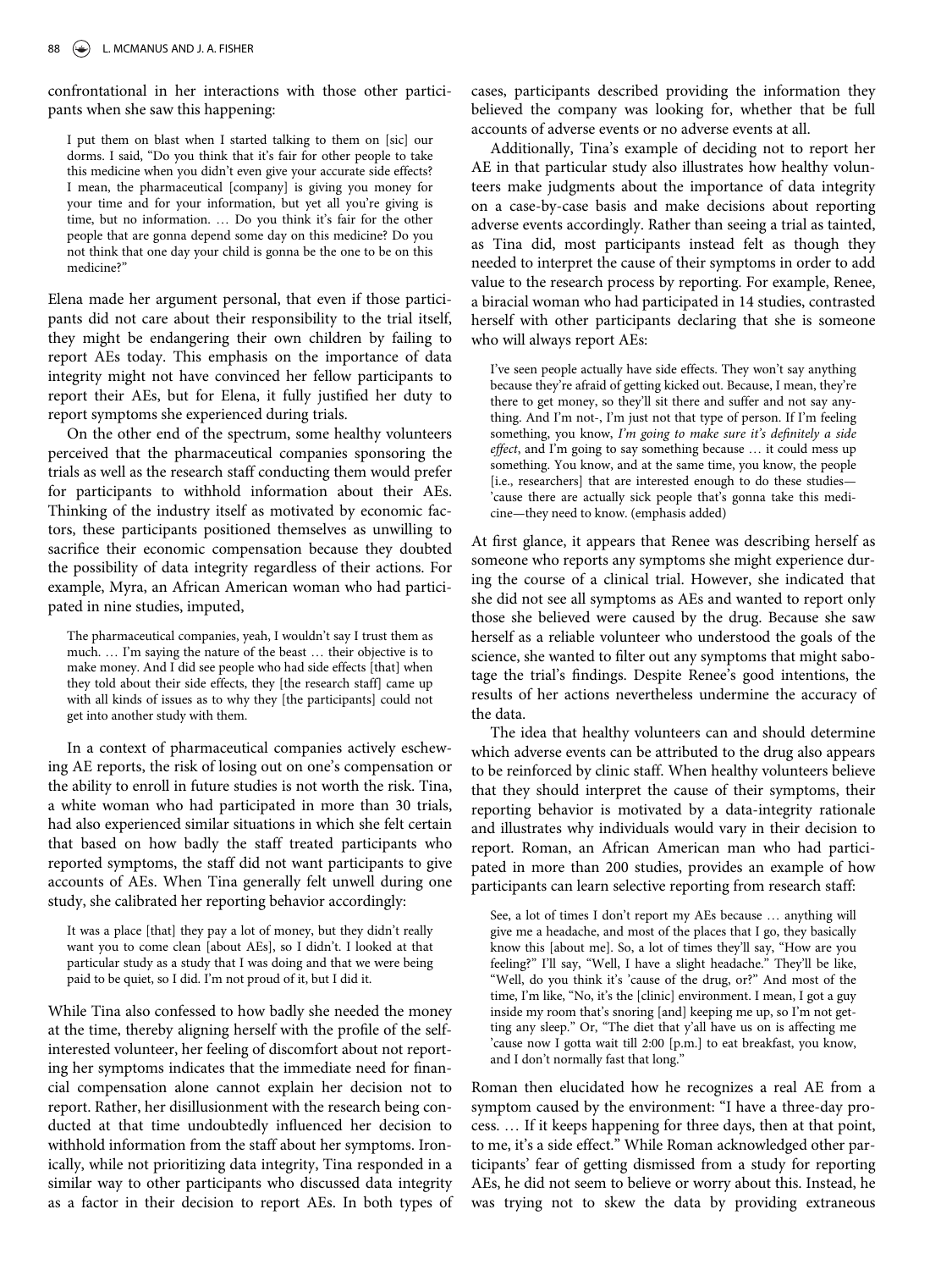confrontational in her interactions with those other participants when she saw this happening:

> I put them on blast when I started talking to them on [sic] our dorms. I said, "Do you think that it's fair for other people to take this medicine when you didn't even give your accurate side effects? I mean, the pharmaceutical [company] is giving you money for your time and for your information, but yet all you're giving is time, but no information. … Do you think it's fair for the other people that are gonna depend some day on this medicine? Do you not think that one day your child is gonna be the one to be on this medicine?"

Elena made her argument personal, that even if those participants did not care about their responsibility to the trial itself, they might be endangering their own children by failing to report AEs today. This emphasis on the importance of data integrity might not have convinced her fellow participants to report their AEs, but for Elena, it fully justified her duty to report symptoms she experienced during trials.

On the other end of the spectrum, some healthy volunteers perceived that the pharmaceutical companies sponsoring the trials as well as the research staff conducting them would prefer for participants to withhold information about their AEs. Thinking of the industry itself as motivated by economic factors, these participants positioned themselves as unwilling to sacrifice their economic compensation because they doubted the possibility of data integrity regardless of their actions. For example, Myra, an African American woman who had participated in nine studies, imputed,

> The pharmaceutical companies, yeah, I wouldn't say I trust them as much. … I'm saying the nature of the beast … their objective is to make money. And I did see people who had side effects [that] when they told about their side effects, they [the research staff] came up with all kinds of issues as to why they [the participants] could not get into another study with them.

In a context of pharmaceutical companies actively eschewing AE reports, the risk of losing out on one's compensation or the ability to enroll in future studies is not worth the risk. Tina, a white woman who had participated in more than 30 trials, had also experienced similar situations in which she felt certain that based on how badly the staff treated participants who reported symptoms, the staff did not want participants to give accounts of AEs. When Tina generally felt unwell during one study, she calibrated her reporting behavior accordingly:

> It was a place [that] they pay a lot of money, but they didn't really want you to come clean [about AEs], so I didn't. I looked at that particular study as a study that I was doing and that we were being paid to be quiet, so I did. I'm not proud of it, but I did it.

While Tina also confessed to how badly she needed the money at the time, thereby aligning herself with the profile of the self-interested volunteer, her feeling of discomfort about not reporting her symptoms indicates that the immediate need for financial compensation alone cannot explain her decision not to report. Rather, her disillusionment with the research being conducted at that time undoubtedly influenced her decision to withhold information from the staff about her symptoms. Ironically, while not prioritizing data integrity, Tina responded in a similar way to other participants who discussed data integrity as a factor in their decision to report AEs. In both types of cases, participants described providing the information they believed the company was looking for, whether that be full accounts of adverse events or no adverse events at all.

Additionally, Tina's example of deciding not to report her AE in that particular study also illustrates how healthy volunteers make judgments about the importance of data integrity on a case-by-case basis and make decisions about reporting adverse events accordingly. Rather than seeing a trial as tainted, as Tina did, most participants instead felt as though they needed to interpret the cause of their symptoms in order to add value to the research process by reporting. For example, Renee, a biracial woman who had participated in 14 studies, contrasted herself with other participants declaring that she is someone who will always report AEs:

> I've seen people actually have side effects. They won't say anything because they're afraid of getting kicked out. Because, I mean, they're there to get money, so they'll sit there and suffer and not say anything. And I'm not-, I'm just not that type of person. If I'm feeling something, you know, *I'm going to make sure it's definitely a side effect*, and I'm going to say something because … it could mess up something. You know, and at the same time, you know, the people [i.e., researchers] that are interested enough to do these studies—'cause there are actually sick people that's gonna take this medicine—they need to know. (emphasis added)

At first glance, it appears that Renee was describing herself as someone who reports any symptoms she might experience during the course of a clinical trial. However, she indicated that she did not see all symptoms as AEs and wanted to report only those she believed were caused by the drug. Because she saw herself as a reliable volunteer who understood the goals of the science, she wanted to filter out any symptoms that might sabotage the trial's findings. Despite Renee's good intentions, the results of her actions nevertheless undermine the accuracy of the data.

The idea that healthy volunteers can and should determine which adverse events can be attributed to the drug also appears to be reinforced by clinic staff. When healthy volunteers believe that they should interpret the cause of their symptoms, their reporting behavior is motivated by a data-integrity rationale and illustrates why individuals would vary in their decision to report. Roman, an African American man who had participated in more than 200 studies, provides an example of how participants can learn selective reporting from research staff:

> See, a lot of times I don't report my AEs because … anything will give me a headache, and most of the places that I go, they basically know this [about me]. So, a lot of times they'll say, "How are you feeling?" I'll say, "Well, I have a slight headache." They'll be like, "Well, do you think it's 'cause of the drug, or?" And most of the time, I'm like, "No, it's the [clinic] environment. I mean, I got a guy inside my room that's snoring [and] keeping me up, so I'm not getting any sleep." Or, "The diet that y'all have us on is affecting me 'cause now I gotta wait till 2:00 [p.m.] to eat breakfast, you know, and I don't normally fast that long."

Roman then elucidated how he recognizes a real AE from a symptom caused by the environment: "I have a three-day process. … If it keeps happening for three days, then at that point, to me, it's a side effect." While Roman acknowledged other participants' fear of getting dismissed from a study for reporting AEs, he did not seem to believe or worry about this. Instead, he was trying not to skew the data by providing extraneous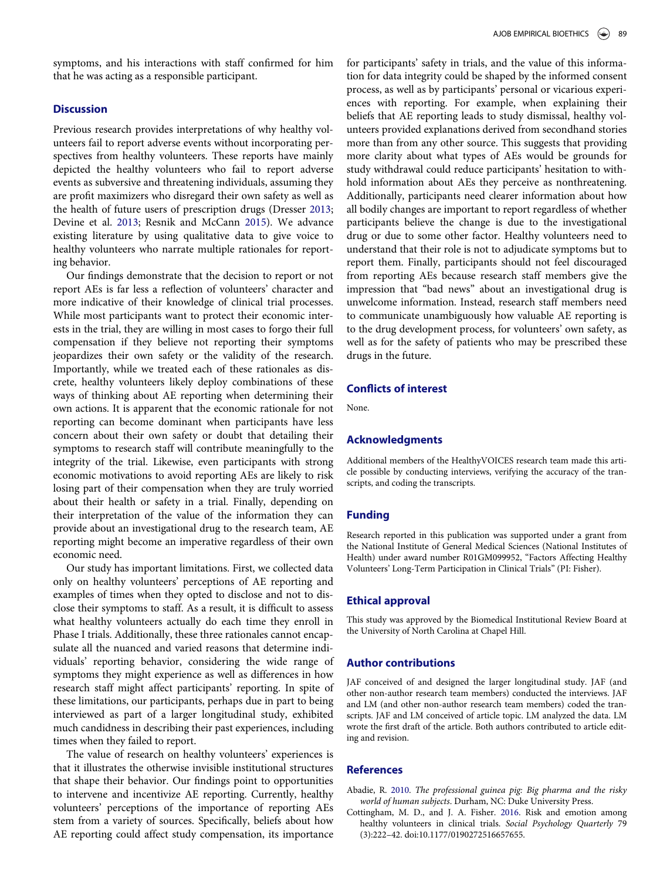symptoms, and his interactions with staff confirmed for him that he was acting as a responsible participant.

## Discussion

Previous research provides interpretations of why healthy volunteers fail to report adverse events without incorporating perspectives from healthy volunteers. These reports have mainly depicted the healthy volunteers who fail to report adverse events as subversive and threatening individuals, assuming they are profit maximizers who disregard their own safety as well as the health of future users of prescription drugs (Dresser 2013; Devine et al. 2013; Resnik and McCann 2015). We advance existing literature by using qualitative data to give voice to healthy volunteers who narrate multiple rationales for reporting behavior.

Our findings demonstrate that the decision to report or not report AEs is far less a reflection of volunteers' character and more indicative of their knowledge of clinical trial processes. While most participants want to protect their economic interests in the trial, they are willing in most cases to forgo their full compensation if they believe not reporting their symptoms jeopardizes their own safety or the validity of the research. Importantly, while we treated each of these rationales as discrete, healthy volunteers likely deploy combinations of these ways of thinking about AE reporting when determining their own actions. It is apparent that the economic rationale for not reporting can become dominant when participants have less concern about their own safety or doubt that detailing their symptoms to research staff will contribute meaningfully to the integrity of the trial. Likewise, even participants with strong economic motivations to avoid reporting AEs are likely to risk losing part of their compensation when they are truly worried about their health or safety in a trial. Finally, depending on their interpretation of the value of the information they can provide about an investigational drug to the research team, AE reporting might become an imperative regardless of their own economic need.

Our study has important limitations. First, we collected data only on healthy volunteers' perceptions of AE reporting and examples of times when they opted to disclose and not to disclose their symptoms to staff. As a result, it is difficult to assess what healthy volunteers actually do each time they enroll in Phase I trials. Additionally, these three rationales cannot encapsulate all the nuanced and varied reasons that determine individuals' reporting behavior, considering the wide range of symptoms they might experience as well as differences in how research staff might affect participants' reporting. In spite of these limitations, our participants, perhaps due in part to being interviewed as part of a larger longitudinal study, exhibited much candidness in describing their past experiences, including times when they failed to report.

The value of research on healthy volunteers' experiences is that it illustrates the otherwise invisible institutional structures that shape their behavior. Our findings point to opportunities to intervene and incentivize AE reporting. Currently, healthy volunteers' perceptions of the importance of reporting AEs stem from a variety of sources. Specifically, beliefs about how AE reporting could affect study compensation, its importance for participants' safety in trials, and the value of this information for data integrity could be shaped by the informed consent process, as well as by participants' personal or vicarious experiences with reporting. For example, when explaining their beliefs that AE reporting leads to study dismissal, healthy volunteers provided explanations derived from secondhand stories more than from any other source. This suggests that providing more clarity about what types of AEs would be grounds for study withdrawal could reduce participants' hesitation to withhold information about AEs they perceive as nonthreatening. Additionally, participants need clearer information about how all bodily changes are important to report regardless of whether participants believe the change is due to the investigational drug or due to some other factor. Healthy volunteers need to understand that their role is not to adjudicate symptoms but to report them. Finally, participants should not feel discouraged from reporting AEs because research staff members give the impression that "bad news" about an investigational drug is unwelcome information. Instead, research staff members need to communicate unambiguously how valuable AE reporting is to the drug development process, for volunteers' own safety, as well as for the safety of patients who may be prescribed these drugs in the future.

## Conflicts of interest

None.

## Acknowledgments

Additional members of the HealthyVOICES research team made this article possible by conducting interviews, verifying the accuracy of the transcripts, and coding the transcripts.

## Funding

Research reported in this publication was supported under a grant from the National Institute of General Medical Sciences (National Institutes of Health) under award number R01GM099952, "Factors Affecting Healthy Volunteers' Long-Term Participation in Clinical Trials" (PI: Fisher).

## Ethical approval

This study was approved by the Biomedical Institutional Review Board at the University of North Carolina at Chapel Hill.

## Author contributions

JAF conceived of and designed the larger longitudinal study. JAF (and other non-author research team members) conducted the interviews. JAF and LM (and other non-author research team members) coded the transcripts. JAF and LM conceived of article topic. LM analyzed the data. LM wrote the first draft of the article. Both authors contributed to article editing and revision.

## References

Abadie, R. 2010. *The professional guinea pig: Big pharma and the risky world of human subjects*. Durham, NC: Duke University Press.

Cottingham, M. D., and J. A. Fisher. 2016. Risk and emotion among healthy volunteers in clinical trials. *Social Psychology Quarterly* 79 (3):222–42. doi:10.1177/0190272516657655.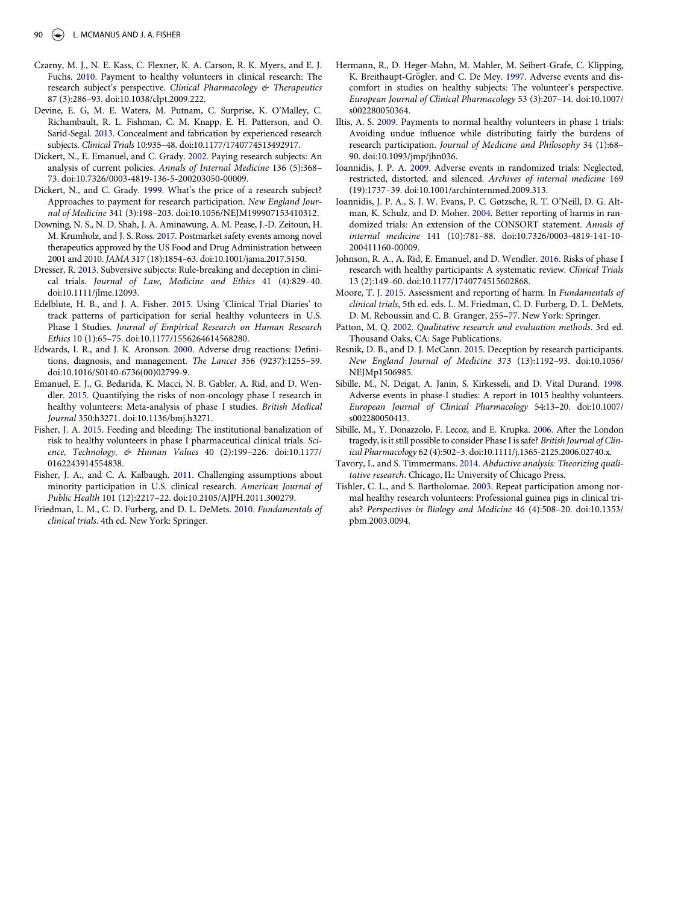Czarny, M. J., N. E. Kass, C. Flexner, K. A. Carson, R. K. Myers, and E. J. Fuchs. 2010. Payment to healthy volunteers in clinical research: The research subject's perspective. *Clinical Pharmacology & Therapeutics* 87 (3):286–93. doi:10.1038/clpt.2009.222.

Devine, E. G, M. E. Waters, M. Putnam, C. Surprise, K. O'Malley, C. Richambault, R. L. Fishman, C. M. Knapp, E. H. Patterson, and O. Sarid-Segal. 2013. Concealment and fabrication by experienced research subjects. *Clinical Trials* 10:935–48. doi:10.1177/1740774513492917.

Dickert, N., E. Emanuel, and C. Grady. 2002. Paying research subjects: An analysis of current policies. *Annals of Internal Medicine* 136 (5):368–73. doi:10.7326/0003-4819-136-5-200203050-00009.

Dickert, N., and C. Grady. 1999. What's the price of a research subject? Approaches to payment for research participation. *New England Journal of Medicine* 341 (3):198–203. doi:10.1056/NEJM199907153410312.

Downing, N. S., N. D. Shah, J. A. Aminawung, A. M. Pease, J.-D. Zeitoun, H. M. Krumholz, and J. S. Ross. 2017. Postmarket safety events among novel therapeutics approved by the US Food and Drug Administration between 2001 and 2010. *JAMA* 317 (18):1854–63. doi:10.1001/jama.2017.5150.

Dresser, R. 2013. Subversive subjects: Rule-breaking and deception in clinical trials. *Journal of Law, Medicine and Ethics* 41 (4):829–40. doi:10.1111/jlme.12093.

Edelblute, H. B., and J. A. Fisher. 2015. Using 'Clinical Trial Diaries' to track patterns of participation for serial healthy volunteers in U.S. Phase I Studies. *Journal of Empirical Research on Human Research Ethics* 10 (1):65–75. doi:10.1177/1556264614568280.

Edwards, I. R., and J. K. Aronson. 2000. Adverse drug reactions: Definitions, diagnosis, and management. *The Lancet* 356 (9237):1255–59. doi:10.1016/S0140-6736(00)02799-9.

Emanuel, E. J., G. Bedarida, K. Macci, N. B. Gabler, A. Rid, and D. Wendler. 2015. Quantifying the risks of non-oncology phase I research in healthy volunteers: Meta-analysis of phase I studies. *British Medical Journal* 350:h3271. doi:10.1136/bmj.h3271.

Fisher, J. A. 2015. Feeding and bleeding: The institutional banalization of risk to healthy volunteers in phase I pharmaceutical clinical trials. *Science, Technology, & Human Values* 40 (2):199–226. doi:10.1177/0162243914554838.

Fisher, J. A., and C. A. Kalbaugh. 2011. Challenging assumptions about minority participation in U.S. clinical research. *American Journal of Public Health* 101 (12):2217–22. doi:10.2105/AJPH.2011.300279.

Friedman, L. M., C. D. Furberg, and D. L. DeMets. 2010. *Fundamentals of clinical trials*. 4th ed. New York: Springer.

Hermann, R., D. Heger-Mahn, M. Mahler, M. Seibert-Grafe, C. Klipping, K. Breithaupt-Grögler, and C. De Mey. 1997. Adverse events and discomfort in studies on healthy subjects: The volunteer's perspective. *European Journal of Clinical Pharmacology* 53 (3):207–14. doi:10.1007/s002280050364.

Iltis, A. S. 2009. Payments to normal healthy volunteers in phase 1 trials: Avoiding undue influence while distributing fairly the burdens of research participation. *Journal of Medicine and Philosophy* 34 (1):68–90. doi:10.1093/jmp/jhn036.

Ioannidis, J. P. A. 2009. Adverse events in randomized trials: Neglected, restricted, distorted, and silenced. *Archives of internal medicine* 169 (19):1737–39. doi:10.1001/archinternmed.2009.313.

Ioannidis, J. P. A., S. J. W. Evans, P. C. Gøtzsche, R. T. O'Neill, D. G. Altman, K. Schulz, and D. Moher. 2004. Better reporting of harms in randomized trials: An extension of the CONSORT statement. *Annals of internal medicine* 141 (10):781–88. doi:10.7326/0003-4819-141-10-200411160-00009.

Johnson, R. A., A. Rid, E. Emanuel, and D. Wendler. 2016. Risks of phase I research with healthy participants: A systematic review. *Clinical Trials* 13 (2):149–60. doi:10.1177/1740774515602868.

Moore, T. J. 2015. Assessment and reporting of harm. In *Fundamentals of clinical trials*, 5th ed. eds. L. M. Friedman, C. D. Furberg, D. L. DeMets, D. M. Reboussin and C. B. Granger, 255–77. New York: Springer.

Patton, M. Q. 2002. *Qualitative research and evaluation methods*. 3rd ed. Thousand Oaks, CA: Sage Publications.

Resnik, D. B., and D. J. McCann. 2015. Deception by research participants. *New England Journal of Medicine* 373 (13):1192–93. doi:10.1056/NEJMp1506985.

Sibille, M., N. Deigat, A. Janin, S. Kirkesseli, and D. Vital Durand. 1998. Adverse events in phase-I studies: A report in 1015 healthy volunteers. *European Journal of Clinical Pharmacology* 54:13–20. doi:10.1007/s002280050413.

Sibille, M., Y. Donazzolo, F. Lecoz, and E. Krupka. 2006. After the London tragedy, is it still possible to consider Phase I is safe? *British Journal of Clinical Pharmacology* 62 (4):502–3. doi:10.1111/j.1365-2125.2006.02740.x.

Tavory, I., and S. Timmermans. 2014. *Abductive analysis: Theorizing qualitative research*. Chicago, IL: University of Chicago Press.

Tishler, C. L., and S. Bartholomae. 2003. Repeat participation among normal healthy research volunteers: Professional guinea pigs in clinical trials? *Perspectives in Biology and Medicine* 46 (4):508–20. doi:10.1353/pbm.2003.0094.